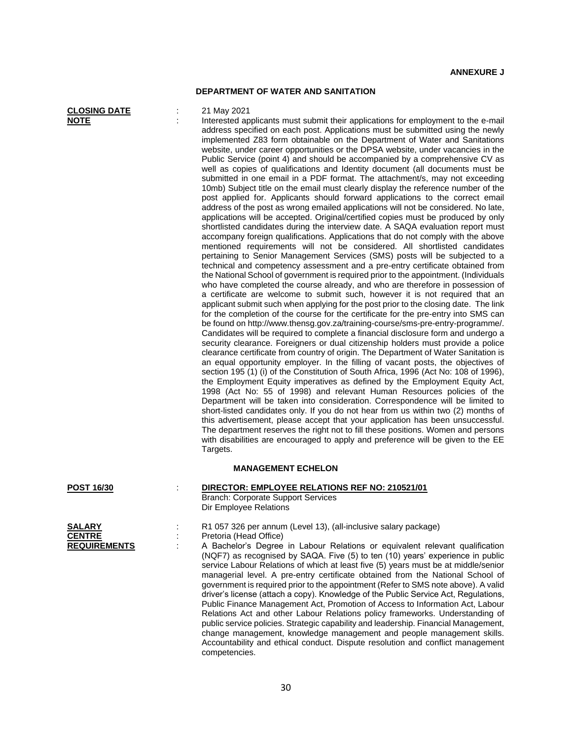**ANNEXURE J**

## DEPARTMENT OF WATER AND SANITATION

**CLOSING DATE** : 21 May 2021

**NOTE** : Interested applicants must submit their applications for employment to the e-mail address specified on each post. Applications must be submitted using the newly implemented Z83 form obtainable on the Department of Water and Sanitations website, under career opportunities or the DPSA website, under vacancies in the Public Service (point 4) and should be accompanied by a comprehensive CV as well as copies of qualifications and Identity document (all documents must be submitted in one email in a PDF format. The attachment/s, may not exceeding 10mb) Subject title on the email must clearly display the reference number of the post applied for. Applicants should forward applications to the correct email address of the post as wrong emailed applications will not be considered. No late, applications will be accepted. Original/certified copies must be produced by only shortlisted candidates during the interview date. A SAQA evaluation report must accompany foreign qualifications. Applications that do not comply with the above mentioned requirements will not be considered. All shortlisted candidates pertaining to Senior Management Services (SMS) posts will be subjected to a technical and competency assessment and a pre-entry certificate obtained from the National School of government is required prior to the appointment. (Individuals who have completed the course already, and who are therefore in possession of a certificate are welcome to submit such, however it is not required that an applicant submit such when applying for the post prior to the closing date. The link for the completion of the course for the certificate for the pre-entry into SMS can be found on http://www.thensg.gov.za/training-course/sms-pre-entry-programme/. Candidates will be required to complete a financial disclosure form and undergo a security clearance. Foreigners or dual citizenship holders must provide a police clearance certificate from country of origin. The Department of Water Sanitation is an equal opportunity employer. In the filling of vacant posts, the objectives of section 195 (1) (i) of the Constitution of South Africa, 1996 (Act No: 108 of 1996), the Employment Equity imperatives as defined by the Employment Equity Act, 1998 (Act No: 55 of 1998) and relevant Human Resources policies of the Department will be taken into consideration. Correspondence will be limited to short-listed candidates only. If you do not hear from us within two (2) months of this advertisement, please accept that your application has been unsuccessful. The department reserves the right not to fill these positions. Women and persons with disabilities are encouraged to apply and preference will be given to the EE Targets.

### MANAGEMENT ECHELON

**POST 16/30** : **DIRECTOR: EMPLOYEE RELATIONS REF NO: 210521/01**
Branch: Corporate Support Services
Dir Employee Relations

**SALARY** : R1 057 326 per annum (Level 13), (all-inclusive salary package)

**CENTRE** : Pretoria (Head Office)

**REQUIREMENTS** : A Bachelor's Degree in Labour Relations or equivalent relevant qualification (NQF7) as recognised by SAQA. Five (5) to ten (10) years' experience in public service Labour Relations of which at least five (5) years must be at middle/senior managerial level. A pre-entry certificate obtained from the National School of government is required prior to the appointment (Refer to SMS note above). A valid driver's license (attach a copy). Knowledge of the Public Service Act, Regulations, Public Finance Management Act, Promotion of Access to Information Act, Labour Relations Act and other Labour Relations policy frameworks. Understanding of public service policies. Strategic capability and leadership. Financial Management, change management, knowledge management and people management skills. Accountability and ethical conduct. Dispute resolution and conflict management competencies.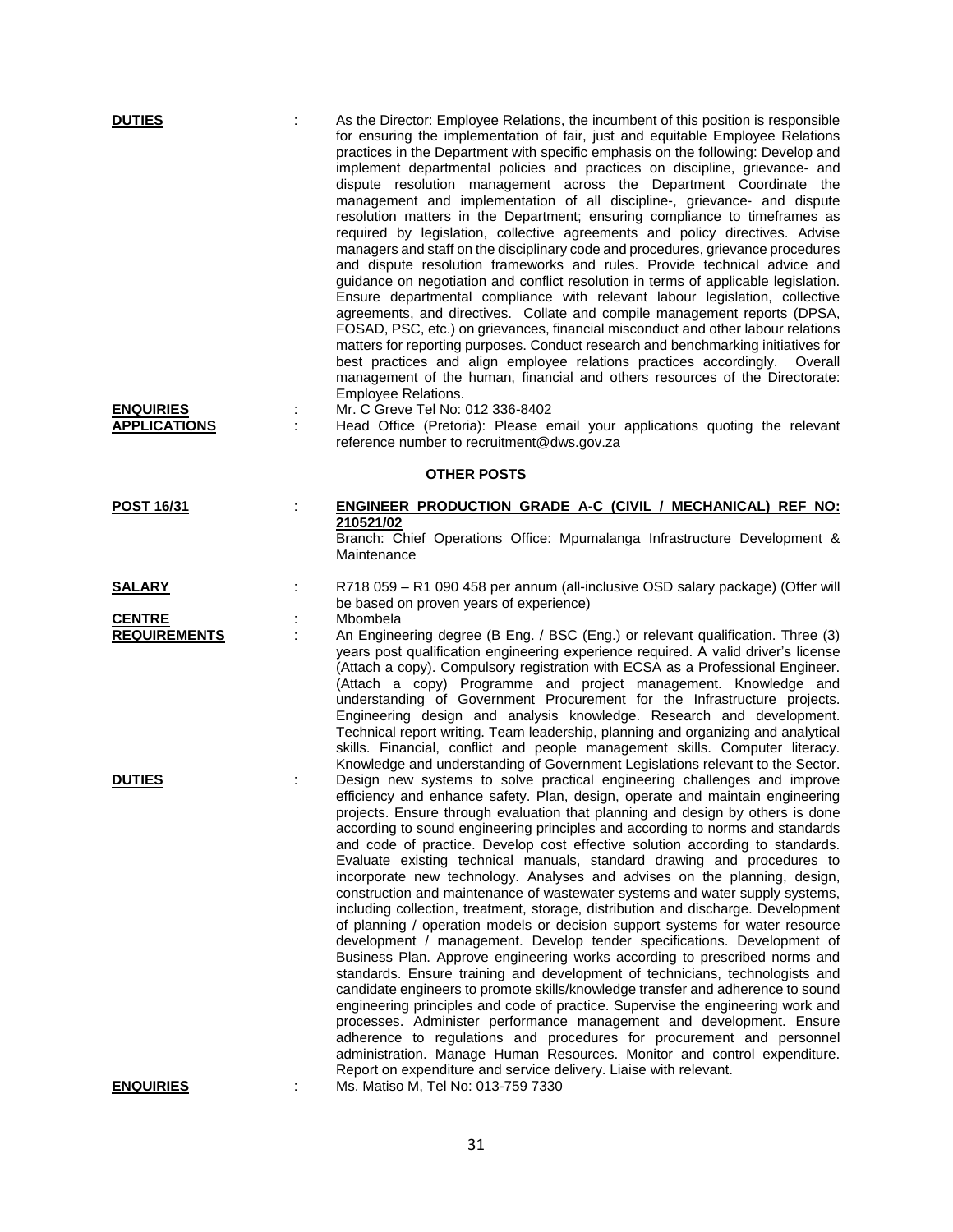**DUTIES** : As the Director: Employee Relations, the incumbent of this position is responsible for ensuring the implementation of fair, just and equitable Employee Relations practices in the Department with specific emphasis on the following: Develop and implement departmental policies and practices on discipline, grievance- and dispute resolution management across the Department Coordinate the management and implementation of all discipline-, grievance- and dispute resolution matters in the Department; ensuring compliance to timeframes as required by legislation, collective agreements and policy directives. Advise managers and staff on the disciplinary code and procedures, grievance procedures and dispute resolution frameworks and rules. Provide technical advice and guidance on negotiation and conflict resolution in terms of applicable legislation. Ensure departmental compliance with relevant labour legislation, collective agreements, and directives. Collate and compile management reports (DPSA, FOSAD, PSC, etc.) on grievances, financial misconduct and other labour relations matters for reporting purposes. Conduct research and benchmarking initiatives for best practices and align employee relations practices accordingly. Overall management of the human, financial and others resources of the Directorate: Employee Relations.

**ENQUIRIES** : Mr. C Greve Tel No: 012 336-8402

**APPLICATIONS** : Head Office (Pretoria): Please email your applications quoting the relevant reference number to recruitment@dws.gov.za

## OTHER POSTS

**POST 16/31** : **ENGINEER PRODUCTION GRADE A-C (CIVIL / MECHANICAL) REF NO: 210521/02**

Branch: Chief Operations Office: Mpumalanga Infrastructure Development & Maintenance

**SALARY** : R718 059 – R1 090 458 per annum (all-inclusive OSD salary package) (Offer will be based on proven years of experience)

**CENTRE** : Mbombela

**REQUIREMENTS** : An Engineering degree (B Eng. / BSC (Eng.) or relevant qualification. Three (3) years post qualification engineering experience required. A valid driver's license (Attach a copy). Compulsory registration with ECSA as a Professional Engineer. (Attach a copy) Programme and project management. Knowledge and understanding of Government Procurement for the Infrastructure projects. Engineering design and analysis knowledge. Research and development. Technical report writing. Team leadership, planning and organizing and analytical skills. Financial, conflict and people management skills. Computer literacy. Knowledge and understanding of Government Legislations relevant to the Sector.

**DUTIES** : Design new systems to solve practical engineering challenges and improve efficiency and enhance safety. Plan, design, operate and maintain engineering projects. Ensure through evaluation that planning and design by others is done according to sound engineering principles and according to norms and standards and code of practice. Develop cost effective solution according to standards. Evaluate existing technical manuals, standard drawing and procedures to incorporate new technology. Analyses and advises on the planning, design, construction and maintenance of wastewater systems and water supply systems, including collection, treatment, storage, distribution and discharge. Development of planning / operation models or decision support systems for water resource development / management. Develop tender specifications. Development of Business Plan. Approve engineering works according to prescribed norms and standards. Ensure training and development of technicians, technologists and candidate engineers to promote skills/knowledge transfer and adherence to sound engineering principles and code of practice. Supervise the engineering work and processes. Administer performance management and development. Ensure adherence to regulations and procedures for procurement and personnel administration. Manage Human Resources. Monitor and control expenditure. Report on expenditure and service delivery. Liaise with relevant.

**ENQUIRIES** : Ms. Matiso M, Tel No: 013-759 7330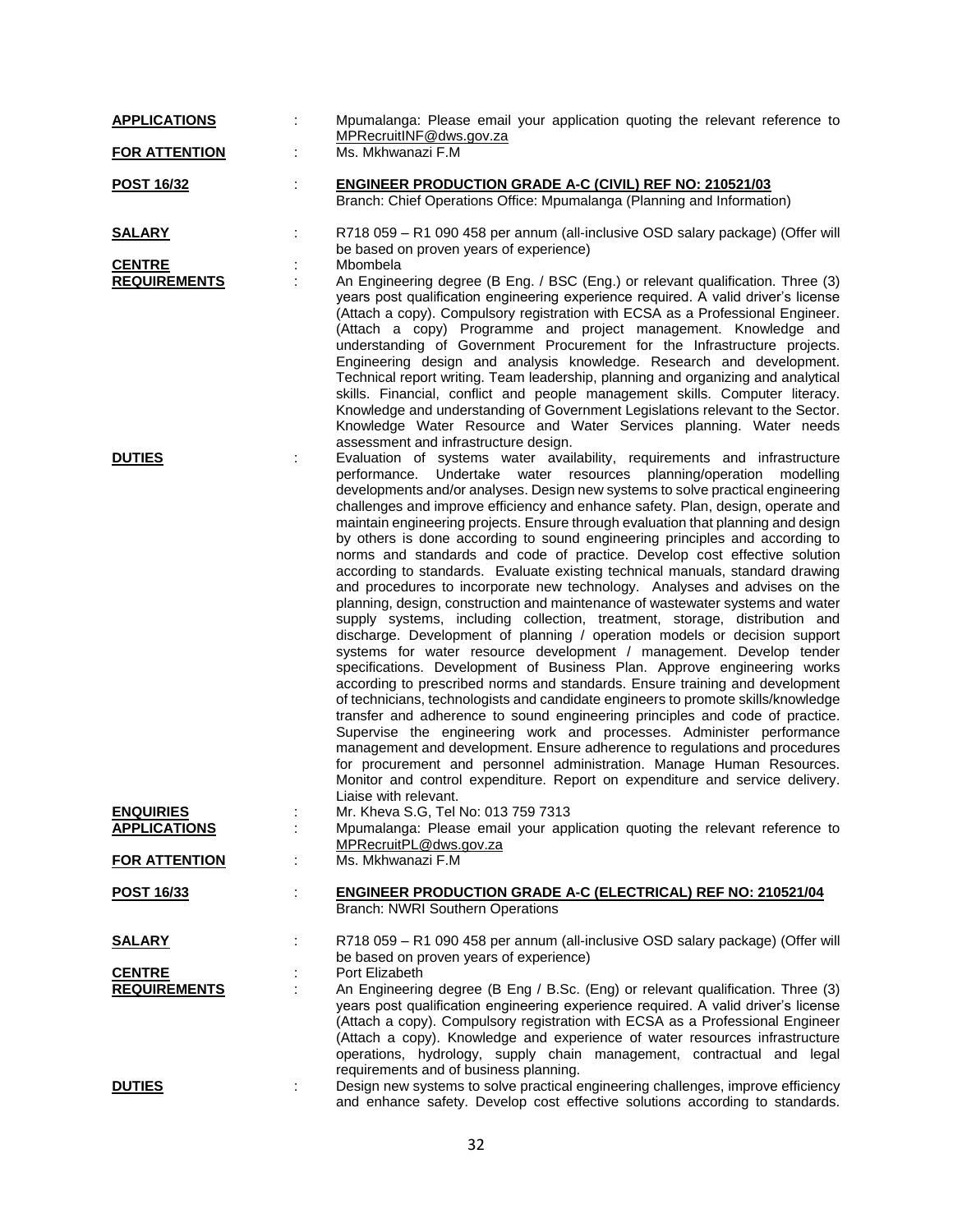**APPLICATIONS** : Mpumalanga: Please email your application quoting the relevant reference to MPRecruitINF@dws.gov.za

**FOR ATTENTION** : Ms. Mkhwanazi F.M

**POST 16/32** : **ENGINEER PRODUCTION GRADE A-C (CIVIL) REF NO: 210521/03**
Branch: Chief Operations Office: Mpumalanga (Planning and Information)

**SALARY** : R718 059 – R1 090 458 per annum (all-inclusive OSD salary package) (Offer will be based on proven years of experience)

**CENTRE** : Mbombela

**REQUIREMENTS** : An Engineering degree (B Eng. / BSC (Eng.) or relevant qualification. Three (3) years post qualification engineering experience required. A valid driver's license (Attach a copy). Compulsory registration with ECSA as a Professional Engineer. (Attach a copy) Programme and project management. Knowledge and understanding of Government Procurement for the Infrastructure projects. Engineering design and analysis knowledge. Research and development. Technical report writing. Team leadership, planning and organizing and analytical skills. Financial, conflict and people management skills. Computer literacy. Knowledge and understanding of Government Legislations relevant to the Sector. Knowledge Water Resource and Water Services planning. Water needs assessment and infrastructure design.

**DUTIES** : Evaluation of systems water availability, requirements and infrastructure performance. Undertake water resources planning/operation modelling developments and/or analyses. Design new systems to solve practical engineering challenges and improve efficiency and enhance safety. Plan, design, operate and maintain engineering projects. Ensure through evaluation that planning and design by others is done according to sound engineering principles and according to norms and standards and code of practice. Develop cost effective solution according to standards. Evaluate existing technical manuals, standard drawing and procedures to incorporate new technology. Analyses and advises on the planning, design, construction and maintenance of wastewater systems and water supply systems, including collection, treatment, storage, distribution and discharge. Development of planning / operation models or decision support systems for water resource development / management. Develop tender specifications. Development of Business Plan. Approve engineering works according to prescribed norms and standards. Ensure training and development of technicians, technologists and candidate engineers to promote skills/knowledge transfer and adherence to sound engineering principles and code of practice. Supervise the engineering work and processes. Administer performance management and development. Ensure adherence to regulations and procedures for procurement and personnel administration. Manage Human Resources. Monitor and control expenditure. Report on expenditure and service delivery. Liaise with relevant.

**ENQUIRIES** : Mr. Kheva S.G, Tel No: 013 759 7313

**APPLICATIONS** : Mpumalanga: Please email your application quoting the relevant reference to MPRecruitPL@dws.gov.za

**FOR ATTENTION** : Ms. Mkhwanazi F.M

**POST 16/33** : **ENGINEER PRODUCTION GRADE A-C (ELECTRICAL) REF NO: 210521/04**
Branch: NWRI Southern Operations

**SALARY** : R718 059 – R1 090 458 per annum (all-inclusive OSD salary package) (Offer will be based on proven years of experience)

**CENTRE** : Port Elizabeth

**REQUIREMENTS** : An Engineering degree (B Eng / B.Sc. (Eng) or relevant qualification. Three (3) years post qualification engineering experience required. A valid driver's license (Attach a copy). Compulsory registration with ECSA as a Professional Engineer (Attach a copy). Knowledge and experience of water resources infrastructure operations, hydrology, supply chain management, contractual and legal requirements and of business planning.

**DUTIES** : Design new systems to solve practical engineering challenges, improve efficiency and enhance safety. Develop cost effective solutions according to standards.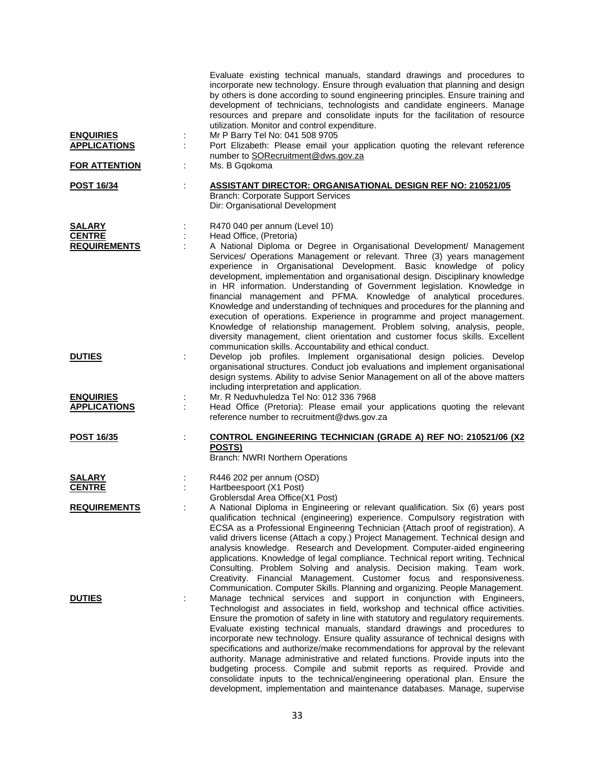Evaluate existing technical manuals, standard drawings and procedures to incorporate new technology. Ensure through evaluation that planning and design by others is done according to sound engineering principles. Ensure training and development of technicians, technologists and candidate engineers. Manage resources and prepare and consolidate inputs for the facilitation of resource utilization. Monitor and control expenditure.

**ENQUIRIES** : Mr P Barry Tel No: 041 508 9705

**APPLICATIONS** : Port Elizabeth: Please email your application quoting the relevant reference number to SORecruitment@dws.gov.za

**FOR ATTENTION** : Ms. B Gqokoma

**POST 16/34** : **ASSISTANT DIRECTOR: ORGANISATIONAL DESIGN REF NO: 210521/05**
Branch: Corporate Support Services
Dir: Organisational Development

**SALARY** : R470 040 per annum (Level 10)

**CENTRE** : Head Office, (Pretoria)

**REQUIREMENTS** : A National Diploma or Degree in Organisational Development/ Management Services/ Operations Management or relevant. Three (3) years management experience in Organisational Development. Basic knowledge of policy development, implementation and organisational design. Disciplinary knowledge in HR information. Understanding of Government legislation. Knowledge in financial management and PFMA. Knowledge of analytical procedures. Knowledge and understanding of techniques and procedures for the planning and execution of operations. Experience in programme and project management. Knowledge of relationship management. Problem solving, analysis, people, diversity management, client orientation and customer focus skills. Excellent communication skills. Accountability and ethical conduct.

**DUTIES** : Develop job profiles. Implement organisational design policies. Develop organisational structures. Conduct job evaluations and implement organisational design systems. Ability to advise Senior Management on all of the above matters including interpretation and application.

**ENQUIRIES** : Mr. R Neduvhuledza Tel No: 012 336 7968

**APPLICATIONS** : Head Office (Pretoria): Please email your applications quoting the relevant reference number to recruitment@dws.gov.za

**POST 16/35** : **CONTROL ENGINEERING TECHNICIAN (GRADE A) REF NO: 210521/06 (X2 POSTS)**
Branch: NWRI Northern Operations

**SALARY** : R446 202 per annum (OSD)

**CENTRE** : Hartbeespoort (X1 Post)
Groblersdal Area Office(X1 Post)

**REQUIREMENTS** : A National Diploma in Engineering or relevant qualification. Six (6) years post qualification technical (engineering) experience. Compulsory registration with ECSA as a Professional Engineering Technician (Attach proof of registration). A valid drivers license (Attach a copy.) Project Management. Technical design and analysis knowledge. Research and Development. Computer-aided engineering applications. Knowledge of legal compliance. Technical report writing. Technical Consulting. Problem Solving and analysis. Decision making. Team work. Creativity. Financial Management. Customer focus and responsiveness. Communication. Computer Skills. Planning and organizing. People Management.

**DUTIES** : Manage technical services and support in conjunction with Engineers, Technologist and associates in field, workshop and technical office activities. Ensure the promotion of safety in line with statutory and regulatory requirements. Evaluate existing technical manuals, standard drawings and procedures to incorporate new technology. Ensure quality assurance of technical designs with specifications and authorize/make recommendations for approval by the relevant authority. Manage administrative and related functions. Provide inputs into the budgeting process. Compile and submit reports as required. Provide and consolidate inputs to the technical/engineering operational plan. Ensure the development, implementation and maintenance databases. Manage, supervise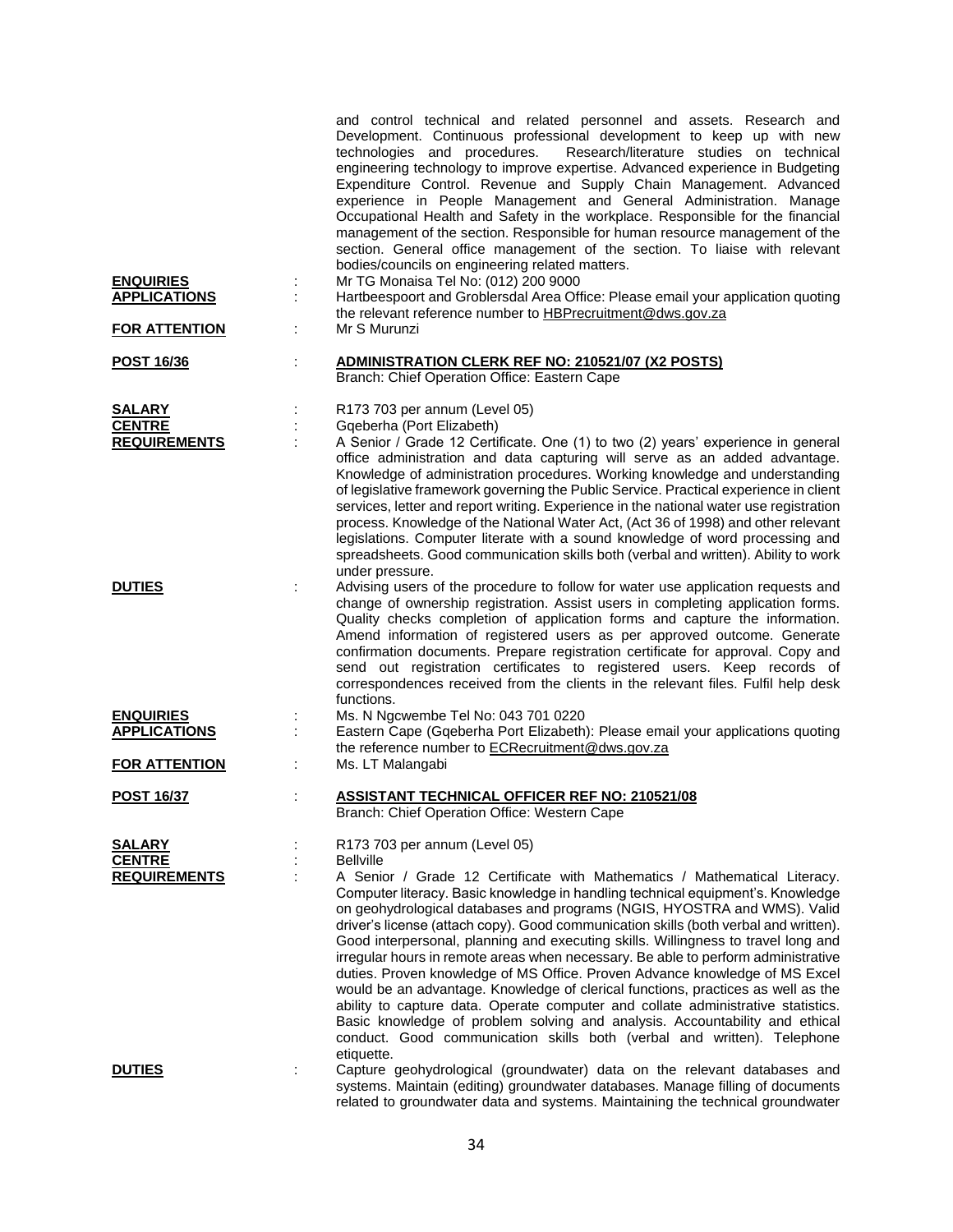and control technical and related personnel and assets. Research and Development. Continuous professional development to keep up with new technologies and procedures. Research/literature studies on technical engineering technology to improve expertise. Advanced experience in Budgeting Expenditure Control. Revenue and Supply Chain Management. Advanced experience in People Management and General Administration. Manage Occupational Health and Safety in the workplace. Responsible for the financial management of the section. Responsible for human resource management of the section. General office management of the section. To liaise with relevant bodies/councils on engineering related matters.

**ENQUIRIES** : Mr TG Monaisa Tel No: (012) 200 9000

**APPLICATIONS** : Hartbeespoort and Groblersdal Area Office: Please email your application quoting the relevant reference number to HBPrecruitment@dws.gov.za

**FOR ATTENTION** : Mr S Murunzi

**POST 16/36** : **ADMINISTRATION CLERK REF NO: 210521/07 (X2 POSTS)**
Branch: Chief Operation Office: Eastern Cape

**SALARY** : R173 703 per annum (Level 05)

**CENTRE** : Gqeberha (Port Elizabeth)

**REQUIREMENTS** : A Senior / Grade 12 Certificate. One (1) to two (2) years' experience in general office administration and data capturing will serve as an added advantage. Knowledge of administration procedures. Working knowledge and understanding of legislative framework governing the Public Service. Practical experience in client services, letter and report writing. Experience in the national water use registration process. Knowledge of the National Water Act, (Act 36 of 1998) and other relevant legislations. Computer literate with a sound knowledge of word processing and spreadsheets. Good communication skills both (verbal and written). Ability to work under pressure.

**DUTIES** : Advising users of the procedure to follow for water use application requests and change of ownership registration. Assist users in completing application forms. Quality checks completion of application forms and capture the information. Amend information of registered users as per approved outcome. Generate confirmation documents. Prepare registration certificate for approval. Copy and send out registration certificates to registered users. Keep records of correspondences received from the clients in the relevant files. Fulfil help desk functions.

**ENQUIRIES** : Ms. N Ngcwembe Tel No: 043 701 0220

**APPLICATIONS** : Eastern Cape (Gqeberha Port Elizabeth): Please email your applications quoting the reference number to ECRecruitment@dws.gov.za

**FOR ATTENTION** : Ms. LT Malangabi

**POST 16/37** : **ASSISTANT TECHNICAL OFFICER REF NO: 210521/08**
Branch: Chief Operation Office: Western Cape

**SALARY** : R173 703 per annum (Level 05)

**CENTRE** : Bellville

**REQUIREMENTS** : A Senior / Grade 12 Certificate with Mathematics / Mathematical Literacy. Computer literacy. Basic knowledge in handling technical equipment's. Knowledge on geohydrological databases and programs (NGIS, HYOSTRA and WMS). Valid driver's license (attach copy). Good communication skills (both verbal and written). Good interpersonal, planning and executing skills. Willingness to travel long and irregular hours in remote areas when necessary. Be able to perform administrative duties. Proven knowledge of MS Office. Proven Advance knowledge of MS Excel would be an advantage. Knowledge of clerical functions, practices as well as the ability to capture data. Operate computer and collate administrative statistics. Basic knowledge of problem solving and analysis. Accountability and ethical conduct. Good communication skills both (verbal and written). Telephone etiquette.

**DUTIES** : Capture geohydrological (groundwater) data on the relevant databases and systems. Maintain (editing) groundwater databases. Manage filling of documents related to groundwater data and systems. Maintaining the technical groundwater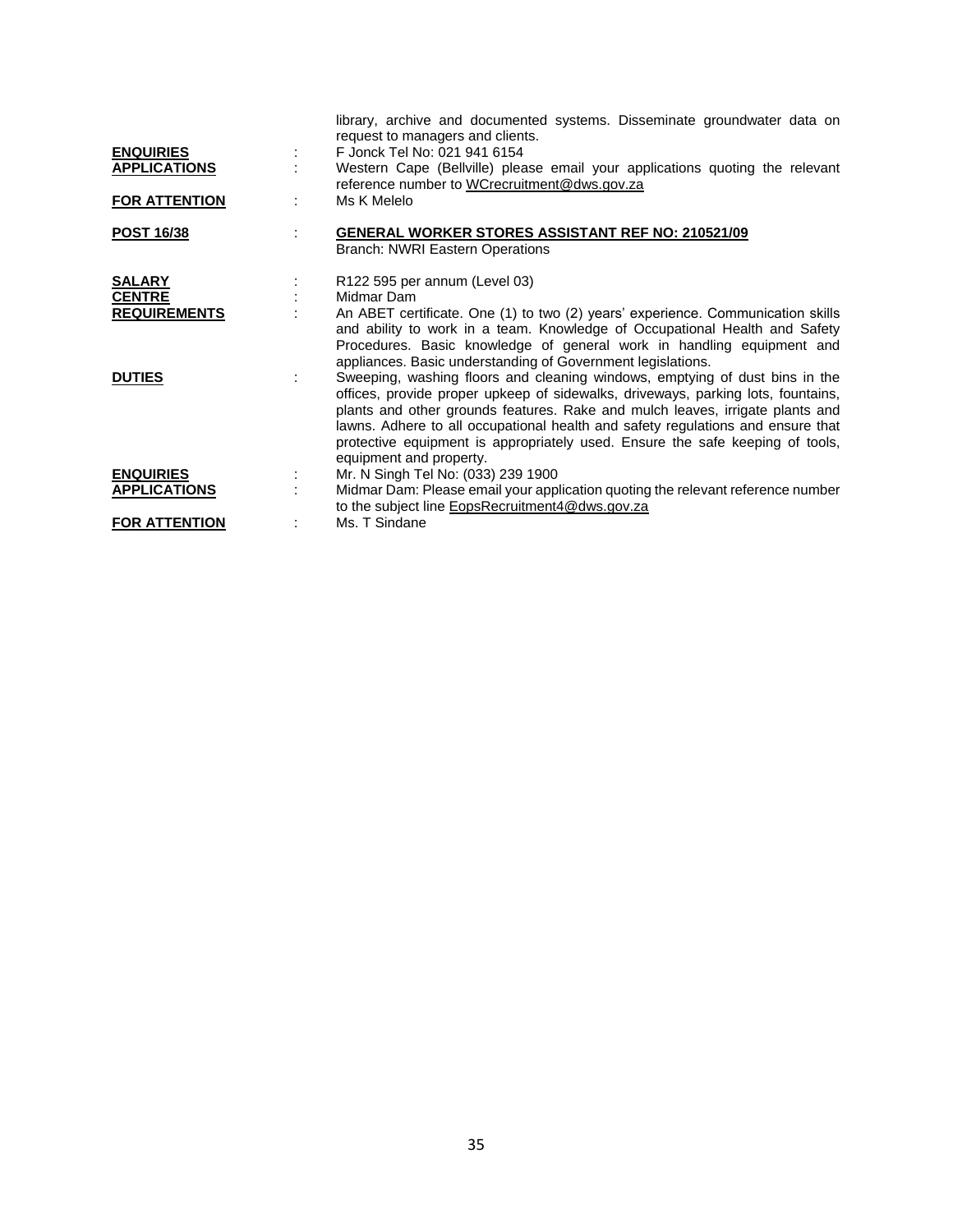library, archive and documented systems. Disseminate groundwater data on request to managers and clients.

**ENQUIRIES** : F Jonck Tel No: 021 941 6154

**APPLICATIONS** : Western Cape (Bellville) please email your applications quoting the relevant reference number to WCrecruitment@dws.gov.za

**FOR ATTENTION** : Ms K Melelo

**POST 16/38** : **GENERAL WORKER STORES ASSISTANT REF NO: 210521/09**
Branch: NWRI Eastern Operations

**SALARY** : R122 595 per annum (Level 03)

**CENTRE** : Midmar Dam

**REQUIREMENTS** : An ABET certificate. One (1) to two (2) years' experience. Communication skills and ability to work in a team. Knowledge of Occupational Health and Safety Procedures. Basic knowledge of general work in handling equipment and appliances. Basic understanding of Government legislations.

**DUTIES** : Sweeping, washing floors and cleaning windows, emptying of dust bins in the offices, provide proper upkeep of sidewalks, driveways, parking lots, fountains, plants and other grounds features. Rake and mulch leaves, irrigate plants and lawns. Adhere to all occupational health and safety regulations and ensure that protective equipment is appropriately used. Ensure the safe keeping of tools, equipment and property.

**ENQUIRIES** : Mr. N Singh Tel No: (033) 239 1900

**APPLICATIONS** : Midmar Dam: Please email your application quoting the relevant reference number to the subject line EopsRecruitment4@dws.gov.za

**FOR ATTENTION** : Ms. T Sindane